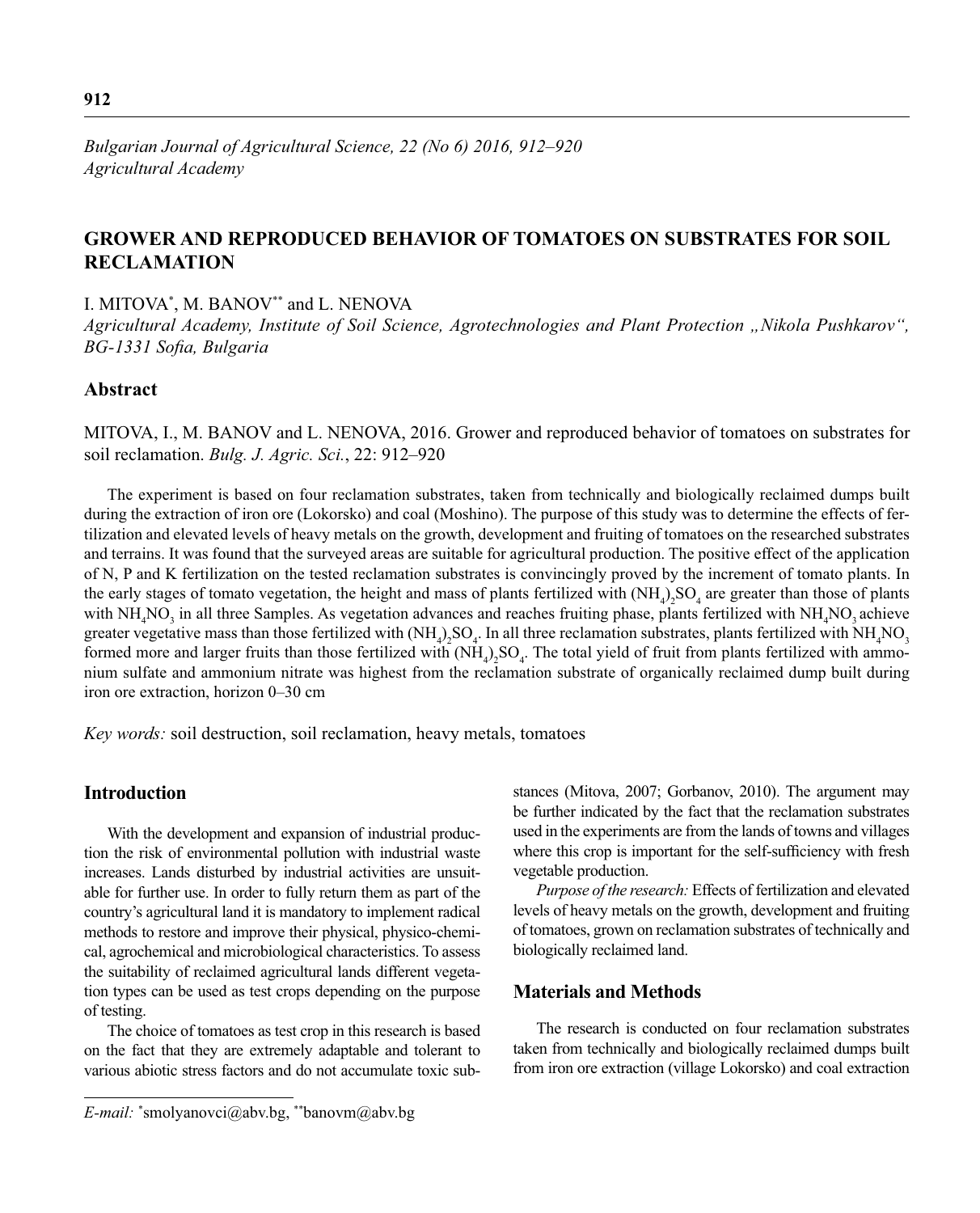*Bulgarian Journal of Agricultural Science, 22 (No 6) 2016, 912–920*
*Agricultural Academy*

# GROWER AND REPRODUCED BEHAVIOR OF TOMATOES ON SUBSTRATES FOR SOIL RECLAMATION

I. MITOVA[*], M. BANOV[**] and L. NENOVA

*Agricultural Academy, Institute of Soil Science, Agrotechnologies and Plant Protection „Nikola Pushkarov", BG-1331 Sofia, Bulgaria*

## Abstract

MITOVA, I., M. BANOV and L. NENOVA, 2016. Grower and reproduced behavior of tomatoes on substrates for soil reclamation. *Bulg. J. Agric. Sci.*, 22: 912–920

The experiment is based on four reclamation substrates, taken from technically and biologically reclaimed dumps built during the extraction of iron ore (Lokorsko) and coal (Moshino). The purpose of this study was to determine the effects of fertilization and elevated levels of heavy metals on the growth, development and fruiting of tomatoes on the researched substrates and terrains. It was found that the surveyed areas are suitable for agricultural production. The positive effect of the application of N, P and K fertilization on the tested reclamation substrates is convincingly proved by the increment of tomato plants. In the early stages of tomato vegetation, the height and mass of plants fertilized with $(NH_4)_2SO_4$ are greater than those of plants with $NH_4NO_3$ in all three Samples. As vegetation advances and reaches fruiting phase, plants fertilized with $NH_4NO_3$ achieve greater vegetative mass than those fertilized with $(NH_4)_2SO_4$. In all three reclamation substrates, plants fertilized with $NH_4NO_3$ formed more and larger fruits than those fertilized with $(NH_4)_2SO_4$. The total yield of fruit from plants fertilized with ammonium sulfate and ammonium nitrate was highest from the reclamation substrate of organically reclaimed dump built during iron ore extraction, horizon 0–30 cm

*Key words:* soil destruction, soil reclamation, heavy metals, tomatoes

## Introduction

With the development and expansion of industrial production the risk of environmental pollution with industrial waste increases. Lands disturbed by industrial activities are unsuitable for further use. In order to fully return them as part of the country's agricultural land it is mandatory to implement radical methods to restore and improve their physical, physico-chemical, agrochemical and microbiological characteristics. To assess the suitability of reclaimed agricultural lands different vegetation types can be used as test crops depending on the purpose of testing.

The choice of tomatoes as test crop in this research is based on the fact that they are extremely adaptable and tolerant to various abiotic stress factors and do not accumulate toxic substances (Mitova, 2007; Gorbanov, 2010). The argument may be further indicated by the fact that the reclamation substrates used in the experiments are from the lands of towns and villages where this crop is important for the self-sufficiency with fresh vegetable production.

*Purpose of the research:* Effects of fertilization and elevated levels of heavy metals on the growth, development and fruiting of tomatoes, grown on reclamation substrates of technically and biologically reclaimed land.

## Materials and Methods

The research is conducted on four reclamation substrates taken from technically and biologically reclaimed dumps built from iron ore extraction (village Lokorsko) and coal extraction

*E-mail:* [*]smolyanovci@abv.bg, [**]banovm@abv.bg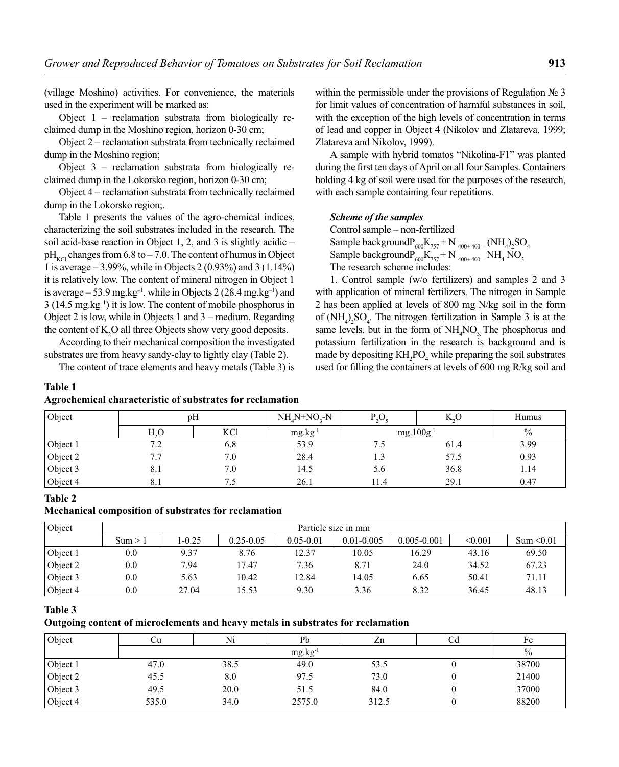(village Moshino) activities. For convenience, the materials used in the experiment will be marked as:

Object 1 – reclamation substrata from biologically reclaimed dump in the Moshino region, horizon 0-30 cm;

Object 2 – reclamation substrata from technically reclaimed dump in the Moshino region;

Object 3 – reclamation substrata from biologically reclaimed dump in the Lokorsko region, horizon 0-30 cm;

Object 4 – reclamation substrata from technically reclaimed dump in the Lokorsko region;.

Table 1 presents the values of the agro-chemical indices, characterizing the soil substrates included in the research. The soil acid-base reaction in Object 1, 2, and 3 is slightly acidic – $pH_{KCl}$ changes from 6.8 to – 7.0. The content of humus in Object 1 is average – 3.99%, while in Objects 2 (0.93%) and 3 (1.14%) it is relatively low. The content of mineral nitrogen in Object 1 is average – 53.9 $mg.kg^{-1}$, while in Objects 2 (28.4 $mg.kg^{-1}$) and 3 (14.5 $mg.kg^{-1}$) it is low. The content of mobile phosphorus in Object 2 is low, while in Objects 1 and 3 – medium. Regarding the content of $K_2O$ all three Objects show very good deposits.

According to their mechanical composition the investigated substrates are from heavy sandy-clay to lightly clay (Table 2).

The content of trace elements and heavy metals (Table 3) is within the permissible under the provisions of Regulation № 3 for limit values of concentration of harmful substances in soil, with the exception of the high levels of concentration in terms of lead and copper in Object 4 (Nikolov and Zlatareva, 1999; Zlatareva and Nikolov, 1999).

A sample with hybrid tomatos "Nikolina-F1" was planted during the first ten days of April on all four Samples. Containers holding 4 kg of soil were used for the purposes of the research, with each sample containing four repetitions.

***Scheme of the samples***

Control sample – non-fertilized

Sample background$P_{600}K_{757}$ + $N_{400+400}$ – $(NH_4)_2SO_4$

Sample background$P_{600}K_{757}$ + $N_{400+400}$ – $NH_4NO_3$

The research scheme includes:

1. Control sample (w/o fertilizers) and samples 2 and 3 with application of mineral fertilizers. The nitrogen in Sample 2 has been applied at levels of 800 mg N/kg soil in the form of $(NH_4)_2SO_4$. The nitrogen fertilization in Sample 3 is at the same levels, but in the form of $NH_4NO_3$. The phosphorus and potassium fertilization in the research is background and is made by depositing $KH_2PO_4$ while preparing the soil substrates used for filling the containers at levels of 600 mg R/kg soil and

**Table 1**

**Agrochemical characteristic of substrates for reclamation**

| Object | pH | | $NH_4N+NO_3$-N | $P_2O_5$ | $K_2O$ | Humus |
|---|---|---|---|---|---|---|
| | $H_2O$ | KCl | $mg.kg^{-1}$ | $mg.100g^{-1}$ | | % |
| Object 1 | 7.2 | 6.8 | 53.9 | 7.5 | 61.4 | 3.99 |
| Object 2 | 7.7 | 7.0 | 28.4 | 1.3 | 57.5 | 0.93 |
| Object 3 | 8.1 | 7.0 | 14.5 | 5.6 | 36.8 | 1.14 |
| Object 4 | 8.1 | 7.5 | 26.1 | 11.4 | 29.1 | 0.47 |

**Table 2**

**Mechanical composition of substrates for reclamation**

| Object | Particle size in mm | | | | | | | |
|---|---|---|---|---|---|---|---|---|
| | Sum > 1 | 1-0.25 | 0.25-0.05 | 0.05-0.01 | 0.01-0.005 | 0.005-0.001 | <0.001 | Sum <0.01 |
| Object 1 | 0.0 | 9.37 | 8.76 | 12.37 | 10.05 | 16.29 | 43.16 | 69.50 |
| Object 2 | 0.0 | 7.94 | 17.47 | 7.36 | 8.71 | 24.0 | 34.52 | 67.23 |
| Object 3 | 0.0 | 5.63 | 10.42 | 12.84 | 14.05 | 6.65 | 50.41 | 71.11 |
| Object 4 | 0.0 | 27.04 | 15.53 | 9.30 | 3.36 | 8.32 | 36.45 | 48.13 |

**Table 3**

**Outgoing content of microelements and heavy metals in substrates for reclamation**

| Object | Cu | Ni | Pb | Zn | Cd | Fe |
|---|---|---|---|---|---|---|
| | $mg.kg^{-1}$ | | | | | % |
| Object 1 | 47.0 | 38.5 | 49.0 | 53.5 | 0 | 38700 |
| Object 2 | 45.5 | 8.0 | 97.5 | 73.0 | 0 | 21400 |
| Object 3 | 49.5 | 20.0 | 51.5 | 84.0 | 0 | 37000 |
| Object 4 | 535.0 | 34.0 | 2575.0 | 312.5 | 0 | 88200 |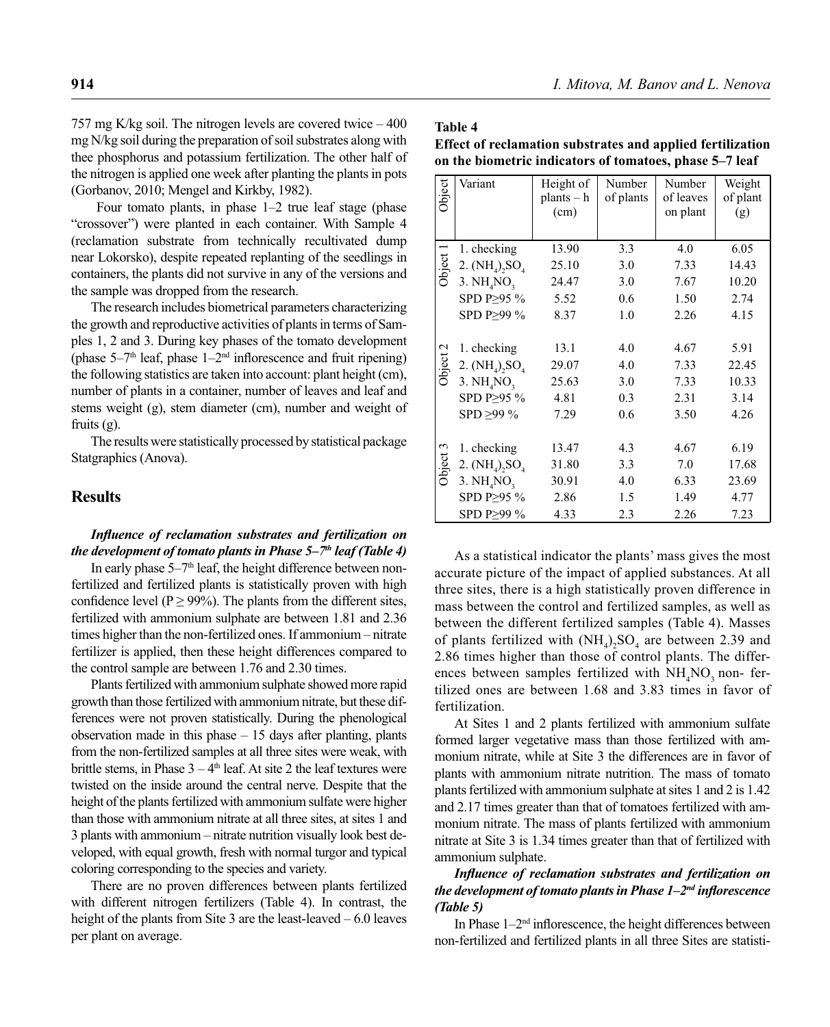757 mg K/kg soil. The nitrogen levels are covered twice – 400 mg N/kg soil during the preparation of soil substrates along with thee phosphorus and potassium fertilization. The other half of the nitrogen is applied one week after planting the plants in pots (Gorbanov, 2010; Mengel and Kirkby, 1982).

Four tomato plants, in phase 1–2 true leaf stage (phase "crossover") were planted in each container. With Sample 4 (reclamation substrate from technically recultivated dump near Lokorsko), despite repeated replanting of the seedlings in containers, the plants did not survive in any of the versions and the sample was dropped from the research.

The research includes biometrical parameters characterizing the growth and reproductive activities of plants in terms of Samples 1, 2 and 3. During key phases of the tomato development (phase 5–7[th] leaf, phase 1–2[nd] inflorescence and fruit ripening) the following statistics are taken into account: plant height (cm), number of plants in a container, number of leaves and leaf and stems weight (g), stem diameter (cm), number and weight of fruits (g).

The results were statistically processed by statistical package Statgraphics (Anova).

## Results

### *Influence of reclamation substrates and fertilization on the development of tomato plants in Phase 5–7[th] leaf (Table 4)*

In early phase 5–7[th] leaf, the height difference between non-fertilized and fertilized plants is statistically proven with high confidence level ($P \geq 99\%$). The plants from the different sites, fertilized with ammonium sulphate are between 1.81 and 2.36 times higher than the non-fertilized ones. If ammonium – nitrate fertilizer is applied, then these height differences compared to the control sample are between 1.76 and 2.30 times.

Plants fertilized with ammonium sulphate showed more rapid growth than those fertilized with ammonium nitrate, but these differences were not proven statistically. During the phenological observation made in this phase – 15 days after planting, plants from the non-fertilized samples at all three sites were weak, with brittle stems, in Phase 3 – 4[th] leaf. At site 2 the leaf textures were twisted on the inside around the central nerve. Despite that the height of the plants fertilized with ammonium sulfate were higher than those with ammonium nitrate at all three sites, at sites 1 and 3 plants with ammonium – nitrate nutrition visually look best developed, with equal growth, fresh with normal turgor and typical coloring corresponding to the species and variety.

There are no proven differences between plants fertilized with different nitrogen fertilizers (Table 4). In contrast, the height of the plants from Site 3 are the least-leaved – 6.0 leaves per plant on average.

**Table 4**
**Effect of reclamation substrates and applied fertilization on the biometric indicators of tomatoes, phase 5–7 leaf**

| Object | Variant | Height of plants – h (cm) | Number of plants | Number of leaves on plant | Weight of plant (g) |
|---|---|---|---|---|---|
| Object 1 | 1. checking | 13.90 | 3.3 | 4.0 | 6.05 |
| | 2. $(NH_4)_2SO_4$ | 25.10 | 3.0 | 7.33 | 14.43 |
| | 3. $NH_4NO_3$ | 24.47 | 3.0 | 7.67 | 10.20 |
| | SPD P≥95 % | 5.52 | 0.6 | 1.50 | 2.74 |
| | SPD P≥99 % | 8.37 | 1.0 | 2.26 | 4.15 |
| Object 2 | 1. checking | 13.1 | 4.0 | 4.67 | 5.91 |
| | 2. $(NH_4)_2SO_4$ | 29.07 | 4.0 | 7.33 | 22.45 |
| | 3. $NH_4NO_3$ | 25.63 | 3.0 | 7.33 | 10.33 |
| | SPD P≥95 % | 4.81 | 0.3 | 2.31 | 3.14 |
| | SPD ≥99 % | 7.29 | 0.6 | 3.50 | 4.26 |
| Object 3 | 1. checking | 13.47 | 4.3 | 4.67 | 6.19 |
| | 2. $(NH_4)_2SO_4$ | 31.80 | 3.3 | 7.0 | 17.68 |
| | 3. $NH_4NO_3$ | 30.91 | 4.0 | 6.33 | 23.69 |
| | SPD P≥95 % | 2.86 | 1.5 | 1.49 | 4.77 |
| | SPD P≥99 % | 4.33 | 2.3 | 2.26 | 7.23 |

As a statistical indicator the plants' mass gives the most accurate picture of the impact of applied substances. At all three sites, there is a high statistically proven difference in mass between the control and fertilized samples, as well as between the different fertilized samples (Table 4). Masses of plants fertilized with $(NH_4)_2SO_4$ are between 2.39 and 2.86 times higher than those of control plants. The differences between samples fertilized with $NH_4NO_3$ non- fertilized ones are between 1.68 and 3.83 times in favor of fertilization.

At Sites 1 and 2 plants fertilized with ammonium sulfate formed larger vegetative mass than those fertilized with ammonium nitrate, while at Site 3 the differences are in favor of plants with ammonium nitrate nutrition. The mass of tomato plants fertilized with ammonium sulphate at sites 1 and 2 is 1.42 and 2.17 times greater than that of tomatoes fertilized with ammonium nitrate. The mass of plants fertilized with ammonium nitrate at Site 3 is 1.34 times greater than that of fertilized with ammonium sulphate.

### *Influence of reclamation substrates and fertilization on the development of tomato plants in Phase 1–2[nd] inflorescence (Table 5)*

In Phase 1–2[nd] inflorescence, the height differences between non-fertilized and fertilized plants in all three Sites are statisti-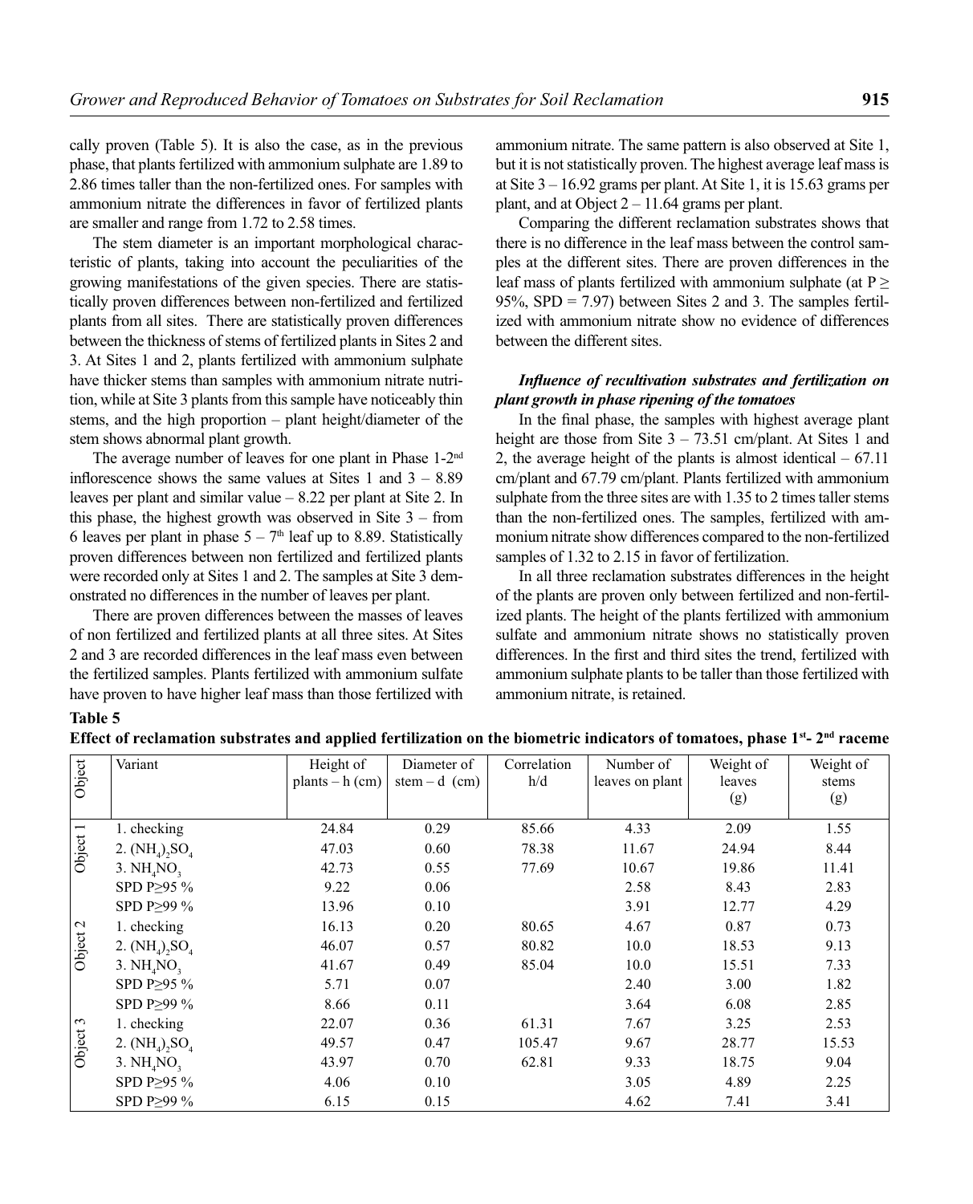cally proven (Table 5). It is also the case, as in the previous phase, that plants fertilized with ammonium sulphate are 1.89 to 2.86 times taller than the non-fertilized ones. For samples with ammonium nitrate the differences in favor of fertilized plants are smaller and range from 1.72 to 2.58 times.

The stem diameter is an important morphological characteristic of plants, taking into account the peculiarities of the growing manifestations of the given species. There are statistically proven differences between non-fertilized and fertilized plants from all sites. There are statistically proven differences between the thickness of stems of fertilized plants in Sites 2 and 3. At Sites 1 and 2, plants fertilized with ammonium sulphate have thicker stems than samples with ammonium nitrate nutrition, while at Site 3 plants from this sample have noticeably thin stems, and the high proportion – plant height/diameter of the stem shows abnormal plant growth.

The average number of leaves for one plant in Phase 1-2[nd] inflorescence shows the same values at Sites 1 and 3 – 8.89 leaves per plant and similar value – 8.22 per plant at Site 2. In this phase, the highest growth was observed in Site 3 – from 6 leaves per plant in phase 5 – 7[th] leaf up to 8.89. Statistically proven differences between non fertilized and fertilized plants were recorded only at Sites 1 and 2. The samples at Site 3 demonstrated no differences in the number of leaves per plant.

There are proven differences between the masses of leaves of non fertilized and fertilized plants at all three sites. At Sites 2 and 3 are recorded differences in the leaf mass even between the fertilized samples. Plants fertilized with ammonium sulfate have proven to have higher leaf mass than those fertilized with ammonium nitrate. The same pattern is also observed at Site 1, but it is not statistically proven. The highest average leaf mass is at Site 3 – 16.92 grams per plant. At Site 1, it is 15.63 grams per plant, and at Object 2 – 11.64 grams per plant.

Comparing the different reclamation substrates shows that there is no difference in the leaf mass between the control samples at the different sites. There are proven differences in the leaf mass of plants fertilized with ammonium sulphate (at $P \geq 95\%$, SPD = 7.97) between Sites 2 and 3. The samples fertilized with ammonium nitrate show no evidence of differences between the different sites.

### *Influence of recultivation substrates and fertilization on plant growth in phase ripening of the tomatoes*

In the final phase, the samples with highest average plant height are those from Site 3 – 73.51 cm/plant. At Sites 1 and 2, the average height of the plants is almost identical – 67.11 cm/plant and 67.79 cm/plant. Plants fertilized with ammonium sulphate from the three sites are with 1.35 to 2 times taller stems than the non-fertilized ones. The samples, fertilized with ammonium nitrate show differences compared to the non-fertilized samples of 1.32 to 2.15 in favor of fertilization.

In all three reclamation substrates differences in the height of the plants are proven only between fertilized and non-fertilized plants. The height of the plants fertilized with ammonium sulfate and ammonium nitrate shows no statistically proven differences. In the first and third sites the trend, fertilized with ammonium sulphate plants to be taller than those fertilized with ammonium nitrate, is retained.

**Table 5**

**Effect of reclamation substrates and applied fertilization on the biometric indicators of tomatoes, phase 1[st]- 2[nd] raceme**

| Object | Variant | Height of plants – h (cm) | Diameter of stem – d (cm) | Correlation h/d | Number of leaves on plant | Weight of leaves (g) | Weight of stems (g) |
|---|---|---|---|---|---|---|---|
| Object 1 | 1. checking | 24.84 | 0.29 | 85.66 | 4.33 | 2.09 | 1.55 |
| | 2. $(NH_4)_2SO_4$ | 47.03 | 0.60 | 78.38 | 11.67 | 24.94 | 8.44 |
| | 3. $NH_4NO_3$ | 42.73 | 0.55 | 77.69 | 10.67 | 19.86 | 11.41 |
| | SPD P≥95 % | 9.22 | 0.06 | | 2.58 | 8.43 | 2.83 |
| | SPD P≥99 % | 13.96 | 0.10 | | 3.91 | 12.77 | 4.29 |
| Object 2 | 1. checking | 16.13 | 0.20 | 80.65 | 4.67 | 0.87 | 0.73 |
| | 2. $(NH_4)_2SO_4$ | 46.07 | 0.57 | 80.82 | 10.0 | 18.53 | 9.13 |
| | 3. $NH_4NO_3$ | 41.67 | 0.49 | 85.04 | 10.0 | 15.51 | 7.33 |
| | SPD P≥95 % | 5.71 | 0.07 | | 2.40 | 3.00 | 1.82 |
| | SPD P≥99 % | 8.66 | 0.11 | | 3.64 | 6.08 | 2.85 |
| Object 3 | 1. checking | 22.07 | 0.36 | 61.31 | 7.67 | 3.25 | 2.53 |
| | 2. $(NH_4)_2SO_4$ | 49.57 | 0.47 | 105.47 | 9.67 | 28.77 | 15.53 |
| | 3. $NH_4NO_3$ | 43.97 | 0.70 | 62.81 | 9.33 | 18.75 | 9.04 |
| | SPD P≥95 % | 4.06 | 0.10 | | 3.05 | 4.89 | 2.25 |
| | SPD P≥99 % | 6.15 | 0.15 | | 4.62 | 7.41 | 3.41 |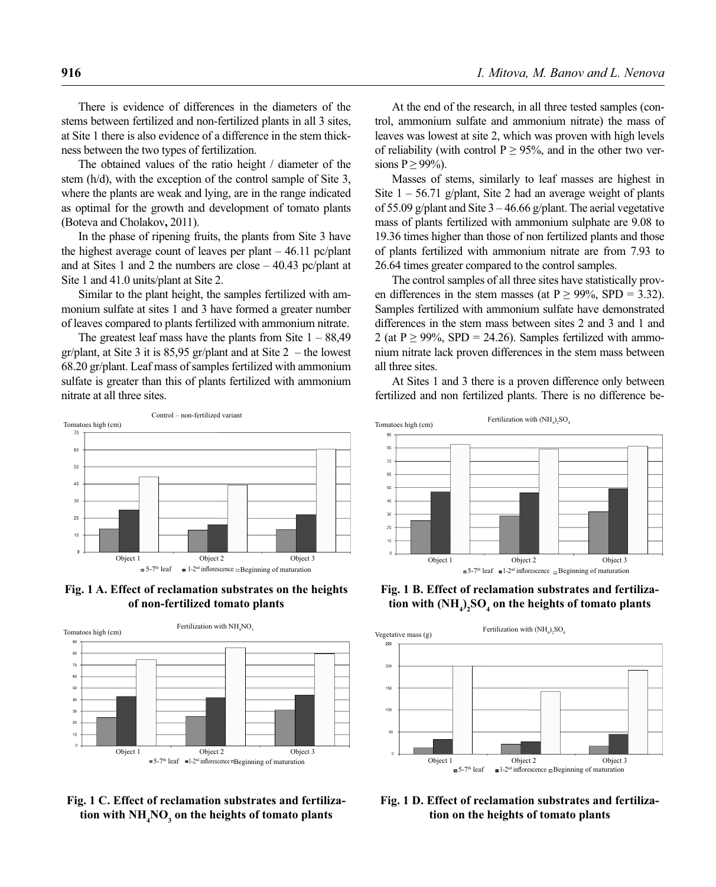There is evidence of differences in the diameters of the stems between fertilized and non-fertilized plants in all 3 sites, at Site 1 there is also evidence of a difference in the stem thickness between the two types of fertilization.

The obtained values of the ratio height / diameter of the stem (h/d), with the exception of the control sample of Site 3, where the plants are weak and lying, are in the range indicated as optimal for the growth and development of tomato plants (Boteva and Cholakov**,** 2011).

In the phase of ripening fruits, the plants from Site 3 have the highest average count of leaves per plant – 46.11 pc/plant and at Sites 1 and 2 the numbers are close – 40.43 pc/plant at Site 1 and 41.0 units/plant at Site 2.

Similar to the plant height, the samples fertilized with ammonium sulfate at sites 1 and 3 have formed a greater number of leaves compared to plants fertilized with ammonium nitrate.

The greatest leaf mass have the plants from Site 1 – 88,49 gr/plant, at Site 3 it is 85,95 gr/plant and at Site 2 – the lowest 68.20 gr/plant. Leaf mass of samples fertilized with ammonium sulfate is greater than this of plants fertilized with ammonium nitrate at all three sites.

At the end of the research, in all three tested samples (control, ammonium sulfate and ammonium nitrate) the mass of leaves was lowest at site 2, which was proven with high levels of reliability (with control $P \geq 95\%$, and in the other two versions $P \geq 99\%$).

Masses of stems, similarly to leaf masses are highest in Site 1 – 56.71 g/plant, Site 2 had an average weight of plants of 55.09 g/plant and Site 3 – 46.66 g/plant. The aerial vegetative mass of plants fertilized with ammonium sulphate are 9.08 to 19.36 times higher than those of non fertilized plants and those of plants fertilized with ammonium nitrate are from 7.93 to 26.64 times greater compared to the control samples.

The control samples of all three sites have statistically proven differences in the stem masses (at $P \geq 99\%$, SPD = 3.32). Samples fertilized with ammonium sulfate have demonstrated differences in the stem mass between sites 2 and 3 and 1 and 2 (at $P \geq 99\%$, SPD = 24.26). Samples fertilized with ammonium nitrate lack proven differences in the stem mass between all three sites.

At Sites 1 and 3 there is a proven difference only between fertilized and non fertilized plants. There is no difference be-

**Fig. 1 A. Effect of reclamation substrates on the heights of non-fertilized tomato plants**

**Fig. 1 B. Effect of reclamation substrates and fertilization with $(NH_4)_2SO_4$ on the heights of tomato plants**

**Fig. 1 C. Effect of reclamation substrates and fertilization with $NH_4NO_3$ on the heights of tomato plants**

**Fig. 1 D. Effect of reclamation substrates and fertilization on the heights of tomato plants**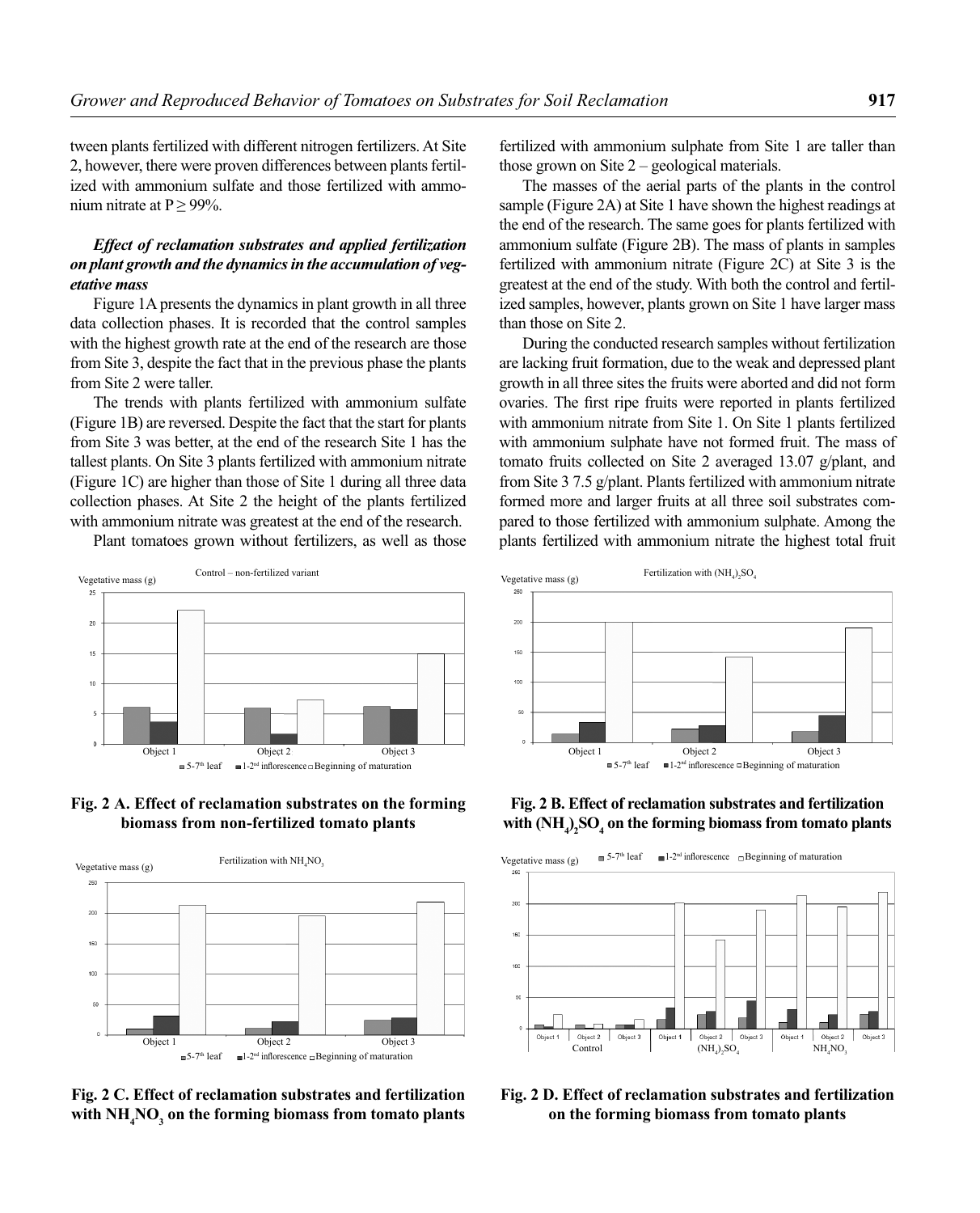tween plants fertilized with different nitrogen fertilizers. At Site 2, however, there were proven differences between plants fertilized with ammonium sulfate and those fertilized with ammonium nitrate at $P \geq 99\%$.

***Effect of reclamation substrates and applied fertilization on plant growth and the dynamics in the accumulation of vegetative mass***

Figure 1A presents the dynamics in plant growth in all three data collection phases. It is recorded that the control samples with the highest growth rate at the end of the research are those from Site 3, despite the fact that in the previous phase the plants from Site 2 were taller.

The trends with plants fertilized with ammonium sulfate (Figure 1B) are reversed. Despite the fact that the start for plants from Site 3 was better, at the end of the research Site 1 has the tallest plants. On Site 3 plants fertilized with ammonium nitrate (Figure 1C) are higher than those of Site 1 during all three data collection phases. At Site 2 the height of the plants fertilized with ammonium nitrate was greatest at the end of the research.

Plant tomatoes grown without fertilizers, as well as those fertilized with ammonium sulphate from Site 1 are taller than those grown on Site 2 – geological materials.

The masses of the aerial parts of the plants in the control sample (Figure 2A) at Site 1 have shown the highest readings at the end of the research. The same goes for plants fertilized with ammonium sulfate (Figure 2B). The mass of plants in samples fertilized with ammonium nitrate (Figure 2C) at Site 3 is the greatest at the end of the study. With both the control and fertilized samples, however, plants grown on Site 1 have larger mass than those on Site 2.

During the conducted research samples without fertilization are lacking fruit formation, due to the weak and depressed plant growth in all three sites the fruits were aborted and did not form ovaries. The first ripe fruits were reported in plants fertilized with ammonium nitrate from Site 1. On Site 1 plants fertilized with ammonium sulphate have not formed fruit. The mass of tomato fruits collected on Site 2 averaged 13.07 g/plant, and from Site 3 7.5 g/plant. Plants fertilized with ammonium nitrate formed more and larger fruits at all three soil substrates compared to those fertilized with ammonium sulphate. Among the plants fertilized with ammonium nitrate the highest total fruit

**Fig. 2 A. Effect of reclamation substrates on the forming biomass from non-fertilized tomato plants**

**Fig. 2 B. Effect of reclamation substrates and fertilization with $(NH_4)_2SO_4$ on the forming biomass from tomato plants**

**Fig. 2 C. Effect of reclamation substrates and fertilization with $NH_4NO_3$ on the forming biomass from tomato plants**

**Fig. 2 D. Effect of reclamation substrates and fertilization on the forming biomass from tomato plants**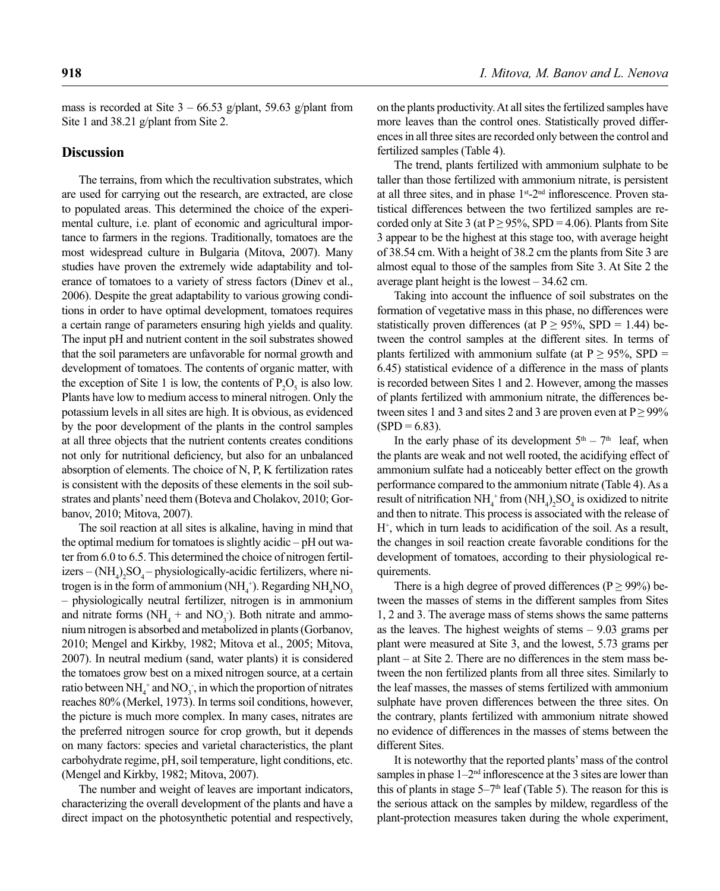mass is recorded at Site 3 – 66.53 g/plant, 59.63 g/plant from Site 1 and 38.21 g/plant from Site 2.

## Discussion

The terrains, from which the recultivation substrates, which are used for carrying out the research, are extracted, are close to populated areas. This determined the choice of the experimental culture, i.e. plant of economic and agricultural importance to farmers in the regions. Traditionally, tomatoes are the most widespread culture in Bulgaria (Mitova, 2007). Many studies have proven the extremely wide adaptability and tolerance of tomatoes to a variety of stress factors (Dinev et al., 2006). Despite the great adaptability to various growing conditions in order to have optimal development, tomatoes requires a certain range of parameters ensuring high yields and quality. The input pH and nutrient content in the soil substrates showed that the soil parameters are unfavorable for normal growth and development of tomatoes. The contents of organic matter, with the exception of Site 1 is low, the contents of $P_2O_5$ is also low. Plants have low to medium access to mineral nitrogen. Only the potassium levels in all sites are high. It is obvious, as evidenced by the poor development of the plants in the control samples at all three objects that the nutrient contents creates conditions not only for nutritional deficiency, but also for an unbalanced absorption of elements. The choice of N, P, K fertilization rates is consistent with the deposits of these elements in the soil substrates and plants' need them (Boteva and Cholakov, 2010; Gorbanov, 2010; Mitova, 2007).

The soil reaction at all sites is alkaline, having in mind that the optimal medium for tomatoes is slightly acidic – pH out water from 6.0 to 6.5. This determined the choice of nitrogen fertilizers – $(NH_4)_2SO_4$ – physiologically-acidic fertilizers, where nitrogen is in the form of ammonium ($NH_4^+$). Regarding $NH_4NO_3$ – physiologically neutral fertilizer, nitrogen is in ammonium and nitrate forms ($NH_4$ + and $NO_3^-$). Both nitrate and ammonium nitrogen is absorbed and metabolized in plants (Gorbanov, 2010; Mengel and Kirkby, 1982; Mitova et al., 2005; Mitova, 2007). In neutral medium (sand, water plants) it is considered the tomatoes grow best on a mixed nitrogen source, at a certain ratio between $NH_4^+$ and $NO_3^-$, in which the proportion of nitrates reaches 80% (Merkel, 1973). In terms soil conditions, however, the picture is much more complex. In many cases, nitrates are the preferred nitrogen source for crop growth, but it depends on many factors: species and varietal characteristics, the plant carbohydrate regime, pH, soil temperature, light conditions, etc. (Mengel and Kirkby, 1982; Mitova, 2007).

The number and weight of leaves are important indicators, characterizing the overall development of the plants and have a direct impact on the photosynthetic potential and respectively, on the plants productivity. At all sites the fertilized samples have more leaves than the control ones. Statistically proved differences in all three sites are recorded only between the control and fertilized samples (Table 4).

The trend, plants fertilized with ammonium sulphate to be taller than those fertilized with ammonium nitrate, is persistent at all three sites, and in phase 1st-2nd inflorescence. Proven statistical differences between the two fertilized samples are recorded only at Site 3 (at $P \geq 95\%$, SPD = 4.06). Plants from Site 3 appear to be the highest at this stage too, with average height of 38.54 cm. With a height of 38.2 cm the plants from Site 3 are almost equal to those of the samples from Site 3. At Site 2 the average plant height is the lowest – 34.62 cm.

Taking into account the influence of soil substrates on the formation of vegetative mass in this phase, no differences were statistically proven differences (at $P \geq 95\%$, SPD = 1.44) between the control samples at the different sites. In terms of plants fertilized with ammonium sulfate (at $P \geq 95\%$, SPD = 6.45) statistical evidence of a difference in the mass of plants is recorded between Sites 1 and 2. However, among the masses of plants fertilized with ammonium nitrate, the differences between sites 1 and 3 and sites 2 and 3 are proven even at $P \geq 99\%$ (SPD = 6.83).

In the early phase of its development 5th – 7th leaf, when the plants are weak and not well rooted, the acidifying effect of ammonium sulfate had a noticeably better effect on the growth performance compared to the ammonium nitrate (Table 4). As a result of nitrification $NH_4^+$ from $(NH_4)_2SO_4$ is oxidized to nitrite and then to nitrate. This process is associated with the release of $H^+$, which in turn leads to acidification of the soil. As a result, the changes in soil reaction create favorable conditions for the development of tomatoes, according to their physiological requirements.

There is a high degree of proved differences ($P \geq 99\%$) between the masses of stems in the different samples from Sites 1, 2 and 3. The average mass of stems shows the same patterns as the leaves. The highest weights of stems – 9.03 grams per plant were measured at Site 3, and the lowest, 5.73 grams per plant – at Site 2. There are no differences in the stem mass between the non fertilized plants from all three sites. Similarly to the leaf masses, the masses of stems fertilized with ammonium sulphate have proven differences between the three sites. On the contrary, plants fertilized with ammonium nitrate showed no evidence of differences in the masses of stems between the different Sites.

It is noteworthy that the reported plants' mass of the control samples in phase 1–2nd inflorescence at the 3 sites are lower than this of plants in stage 5–7th leaf (Table 5). The reason for this is the serious attack on the samples by mildew, regardless of the plant-protection measures taken during the whole experiment,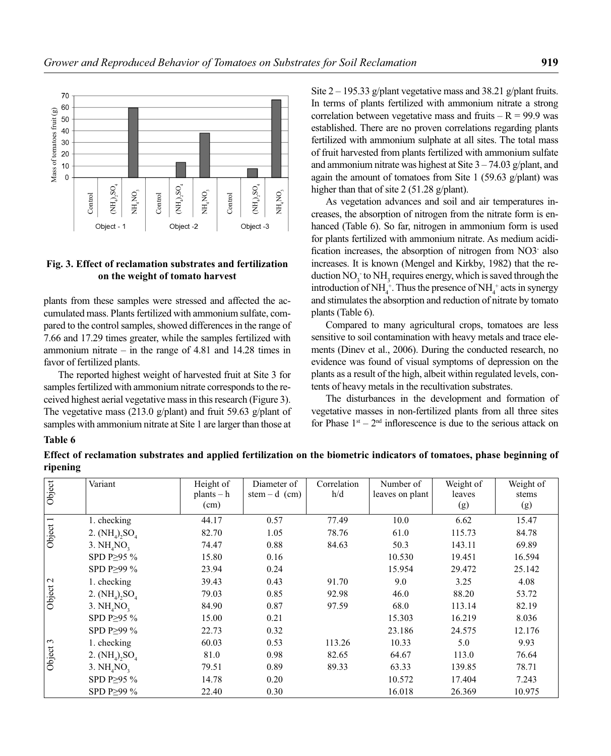**Fig. 3. Effect of reclamation substrates and fertilization on the weight of tomato harvest**

plants from these samples were stressed and affected the accumulated mass. Plants fertilized with ammonium sulfate, compared to the control samples, showed differences in the range of 7.66 and 17.29 times greater, while the samples fertilized with ammonium nitrate – in the range of 4.81 and 14.28 times in favor of fertilized plants.

The reported highest weight of harvested fruit at Site 3 for samples fertilized with ammonium nitrate corresponds to the received highest aerial vegetative mass in this research (Figure 3). The vegetative mass (213.0 g/plant) and fruit 59.63 g/plant of samples with ammonium nitrate at Site 1 are larger than those at Site 2 – 195.33 g/plant vegetative mass and 38.21 g/plant fruits. In terms of plants fertilized with ammonium nitrate a strong correlation between vegetative mass and fruits – R = 99.9 was established. There are no proven correlations regarding plants fertilized with ammonium sulphate at all sites. The total mass of fruit harvested from plants fertilized with ammonium sulfate and ammonium nitrate was highest at Site 3 – 74.03 g/plant, and again the amount of tomatoes from Site 1 (59.63 g/plant) was higher than that of site 2 (51.28 g/plant).

As vegetation advances and soil and air temperatures increases, the absorption of nitrogen from the nitrate form is enhanced (Table 6). So far, nitrogen in ammonium form is used for plants fertilized with ammonium nitrate. As medium acidification increases, the absorption of nitrogen from $NO3^-$ also increases. It is known (Mengel and Kirkby, 1982) that the reduction $NO_3^-$ to $NH_3$ requires energy, which is saved through the introduction of $NH_4^+$. Thus the presence of $NH_4^+$ acts in synergy and stimulates the absorption and reduction of nitrate by tomato plants (Table 6).

Compared to many agricultural crops, tomatoes are less sensitive to soil contamination with heavy metals and trace elements (Dinev et al., 2006). During the conducted research, no evidence was found of visual symptoms of depression on the plants as a result of the high, albeit within regulated levels, contents of heavy metals in the recultivation substrates.

The disturbances in the development and formation of vegetative masses in non-fertilized plants from all three sites for Phase 1st – 2nd inflorescence is due to the serious attack on

**Table 6**

**Effect of reclamation substrates and applied fertilization on the biometric indicators of tomatoes, phase beginning of ripening**

| Object | Variant | Height of plants – h (cm) | Diameter of stem – d (cm) | Correlation h/d | Number of leaves on plant | Weight of leaves (g) | Weight of stems (g) |
|---|---|---|---|---|---|---|---|
| Object 1 | 1. checking | 44.17 | 0.57 | 77.49 | 10.0 | 6.62 | 15.47 |
| | 2. $(NH_4)_2SO_4$ | 82.70 | 1.05 | 78.76 | 61.0 | 115.73 | 84.78 |
| | 3. $NH_4NO_3$ | 74.47 | 0.88 | 84.63 | 50.3 | 143.11 | 69.89 |
| | SPD P≥95 % | 15.80 | 0.16 | | 10.530 | 19.451 | 16.594 |
| | SPD P≥99 % | 23.94 | 0.24 | | 15.954 | 29.472 | 25.142 |
| Object 2 | 1. checking | 39.43 | 0.43 | 91.70 | 9.0 | 3.25 | 4.08 |
| | 2. $(NH_4)_2SO_4$ | 79.03 | 0.85 | 92.98 | 46.0 | 88.20 | 53.72 |
| | 3. $NH_4NO_3$ | 84.90 | 0.87 | 97.59 | 68.0 | 113.14 | 82.19 |
| | SPD P≥95 % | 15.00 | 0.21 | | 15.303 | 16.219 | 8.036 |
| | SPD P≥99 % | 22.73 | 0.32 | | 23.186 | 24.575 | 12.176 |
| Object 3 | 1. checking | 60.03 | 0.53 | 113.26 | 10.33 | 5.0 | 9.93 |
| | 2. $(NH_4)_2SO_4$ | 81.0 | 0.98 | 82.65 | 64.67 | 113.0 | 76.64 |
| | 3. $NH_4NO_3$ | 79.51 | 0.89 | 89.33 | 63.33 | 139.85 | 78.71 |
| | SPD P≥95 % | 14.78 | 0.20 | | 10.572 | 17.404 | 7.243 |
| | SPD P≥99 % | 22.40 | 0.30 | | 16.018 | 26.369 | 10.975 |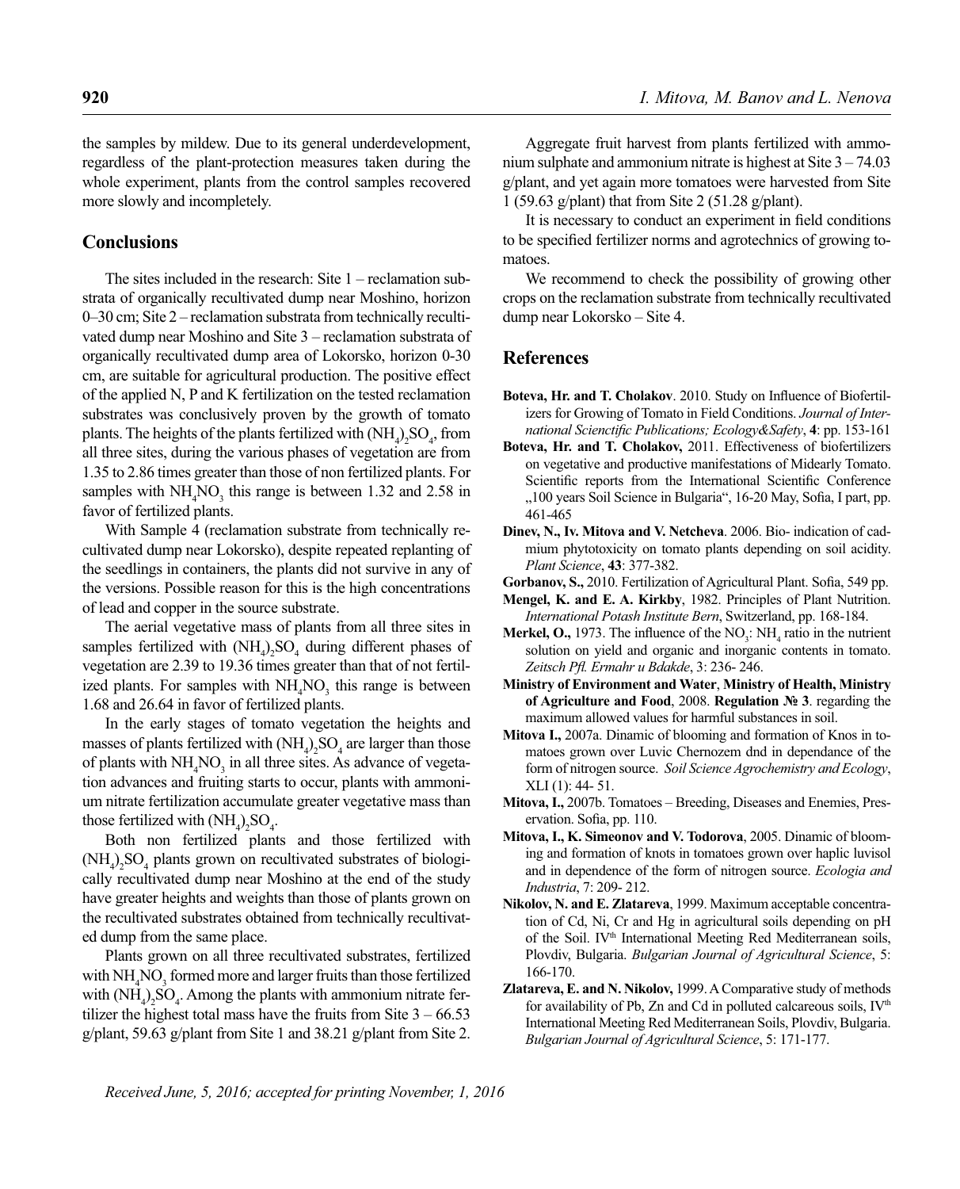the samples by mildew. Due to its general underdevelopment, regardless of the plant-protection measures taken during the whole experiment, plants from the control samples recovered more slowly and incompletely.

## Conclusions

The sites included in the research: Site 1 – reclamation substrata of organically recultivated dump near Moshino, horizon 0–30 cm; Site 2 – reclamation substrata from technically recultivated dump near Moshino and Site 3 – reclamation substrata of organically recultivated dump area of Lokorsko, horizon 0-30 cm, are suitable for agricultural production. The positive effect of the applied N, P and K fertilization on the tested reclamation substrates was conclusively proven by the growth of tomato plants. The heights of the plants fertilized with $(NH_4)_2SO_4$, from all three sites, during the various phases of vegetation are from 1.35 to 2.86 times greater than those of non fertilized plants. For samples with $NH_4NO_3$ this range is between 1.32 and 2.58 in favor of fertilized plants.

With Sample 4 (reclamation substrate from technically recultivated dump near Lokorsko), despite repeated replanting of the seedlings in containers, the plants did not survive in any of the versions. Possible reason for this is the high concentrations of lead and copper in the source substrate.

The aerial vegetative mass of plants from all three sites in samples fertilized with $(NH_4)_2SO_4$ during different phases of vegetation are 2.39 to 19.36 times greater than that of not fertilized plants. For samples with $NH_4NO_3$ this range is between 1.68 and 26.64 in favor of fertilized plants.

In the early stages of tomato vegetation the heights and masses of plants fertilized with $(NH_4)_2SO_4$ are larger than those of plants with $NH_4NO_3$ in all three sites. As advance of vegetation advances and fruiting starts to occur, plants with ammonium nitrate fertilization accumulate greater vegetative mass than those fertilized with $(NH_4)_2SO_4$.

Both non fertilized plants and those fertilized with $(NH_4)_2SO_4$ plants grown on recultivated substrates of biologically recultivated dump near Moshino at the end of the study have greater heights and weights than those of plants grown on the recultivated substrates obtained from technically recultivated dump from the same place.

Plants grown on all three recultivated substrates, fertilized with $NH_4NO_3$ formed more and larger fruits than those fertilized with $(NH_4)_2SO_4$. Among the plants with ammonium nitrate fertilizer the highest total mass have the fruits from Site 3 – 66.53 g/plant, 59.63 g/plant from Site 1 and 38.21 g/plant from Site 2.

Aggregate fruit harvest from plants fertilized with ammonium sulphate and ammonium nitrate is highest at Site 3 – 74.03 g/plant, and yet again more tomatoes were harvested from Site 1 (59.63 g/plant) that from Site 2 (51.28 g/plant).

It is necessary to conduct an experiment in field conditions to be specified fertilizer norms and agrotechnics of growing tomatoes.

We recommend to check the possibility of growing other crops on the reclamation substrate from technically recultivated dump near Lokorsko – Site 4.

## References

**Boteva, Hr. and T. Cholakov**. 2010. Study on Influence of Biofertilizers for Growing of Tomato in Field Conditions. *Journal of International Scienctific Publications; Ecology&Safety*, **4**: pp. 153-161

**Boteva, Hr. and T. Cholakov,** 2011. Effectiveness of biofertilizers on vegetative and productive manifestations of Midearly Tomato. Scientific reports from the International Scientific Conference „100 years Soil Science in Bulgaria", 16-20 May, Sofia, I part, pp. 461-465

**Dinev, N., Iv. Mitova and V. Netcheva**. 2006. Bio- indication of cadmium phytotoxicity on tomato plants depending on soil acidity. *Plant Science*, **43**: 377-382.

**Gorbanov, S.,** 2010. Fertilization of Agricultural Plant. Sofia, 549 pp.

**Mengel, K. and E. A. Kirkby**, 1982. Principles of Plant Nutrition. *International Potash Institute Bern*, Switzerland, pp. 168-184.

**Merkel, O.,** 1973. The influence of the $NO_3$: $NH_4$ ratio in the nutrient solution on yield and organic and inorganic contents in tomato. *Zeitsch Pfl. Ermahr u Bdakde*, 3: 236- 246.

**Ministry of Environment and Water**, **Ministry of Health, Ministry of Agriculture and Food**, 2008. **Regulation № 3**. regarding the maximum allowed values for harmful substances in soil.

**Mitova I.,** 2007a. Dinamic of blooming and formation of Knos in tomatoes grown over Luvic Chernozem dnd in dependance of the form of nitrogen source. *Soil Science Agrochemistry and Ecology*, XLI (1): 44- 51.

**Mitova, I.,** 2007b. Tomatoes – Breeding, Diseases and Enemies, Preservation. Sofia, pp. 110.

**Mitova, I., K. Simeonov and V. Todorova**, 2005. Dinamic of blooming and formation of knots in tomatoes grown over haplic luvisol and in dependence of the form of nitrogen source. *Ecologia and Industria*, 7: 209- 212.

**Nikolov, N. and E. Zlatareva**, 1999. Maximum acceptable concentration of Cd, Ni, Cr and Hg in agricultural soils depending on pH of the Soil. IV[th] International Meeting Red Mediterranean soils, Plovdiv, Bulgaria. *Bulgarian Journal of Agricultural Science*, 5: 166-170.

**Zlatareva, E. and N. Nikolov,** 1999. A Comparative study of methods for availability of Pb, Zn and Cd in polluted calcareous soils, IV[th] International Meeting Red Mediterranean Soils, Plovdiv, Bulgaria. *Bulgarian Journal of Agricultural Science*, 5: 171-177.

*Received June, 5, 2016; accepted for printing November, 1, 2016*